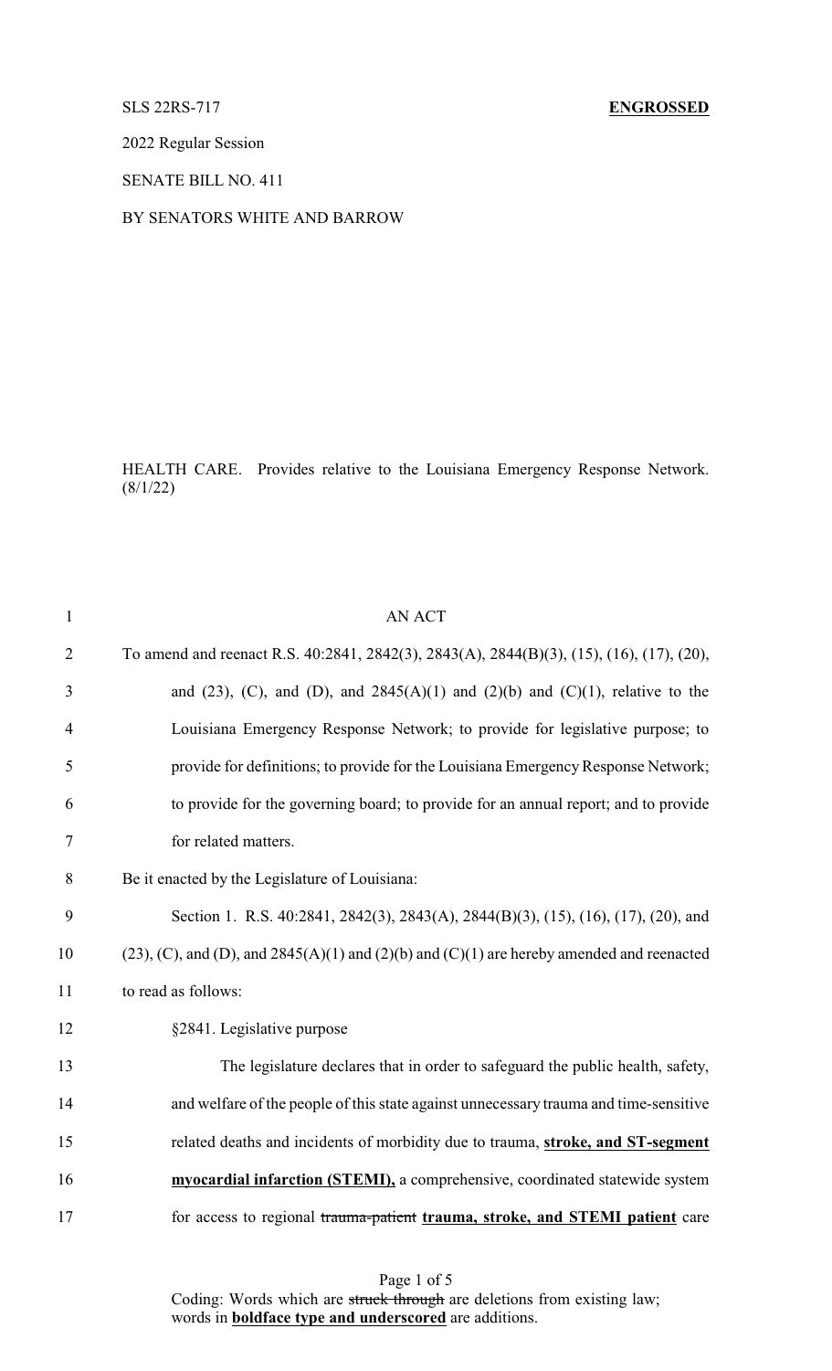SLS 22RS-717 **ENGROSSED**

2022 Regular Session

SENATE BILL NO. 411

BY SENATORS WHITE AND BARROW

HEALTH CARE. Provides relative to the Louisiana Emergency Response Network. (8/1/22)

AN ACT

To amend and reenact R.S. 40:2841, 2842(3), 2843(A), 2844(B)(3), (15), (16), (17), (20), and (23), (C), and (D), and 2845(A)(1) and (2)(b) and (C)(1), relative to the Louisiana Emergency Response Network; to provide for legislative purpose; to provide for definitions; to provide for the Louisiana Emergency Response Network; to provide for the governing board; to provide for an annual report; and to provide for related matters.

Be it enacted by the Legislature of Louisiana:

Section 1. R.S. 40:2841, 2842(3), 2843(A), 2844(B)(3), (15), (16), (17), (20), and (23), (C), and (D), and 2845(A)(1) and (2)(b) and (C)(1) are hereby amended and reenacted to read as follows:

§2841. Legislative purpose

The legislature declares that in order to safeguard the public health, safety, and welfare of the people of this state against unnecessary trauma and time-sensitive related deaths and incidents of morbidity due to trauma, **stroke, and ST-segment myocardial infarction (STEMI),** a comprehensive, coordinated statewide system for access to regional ~~trauma-patient~~ **trauma, stroke, and STEMI patient** care

Coding: Words which are ~~struck through~~ are deletions from existing law; words in **boldface type and underscored** are additions.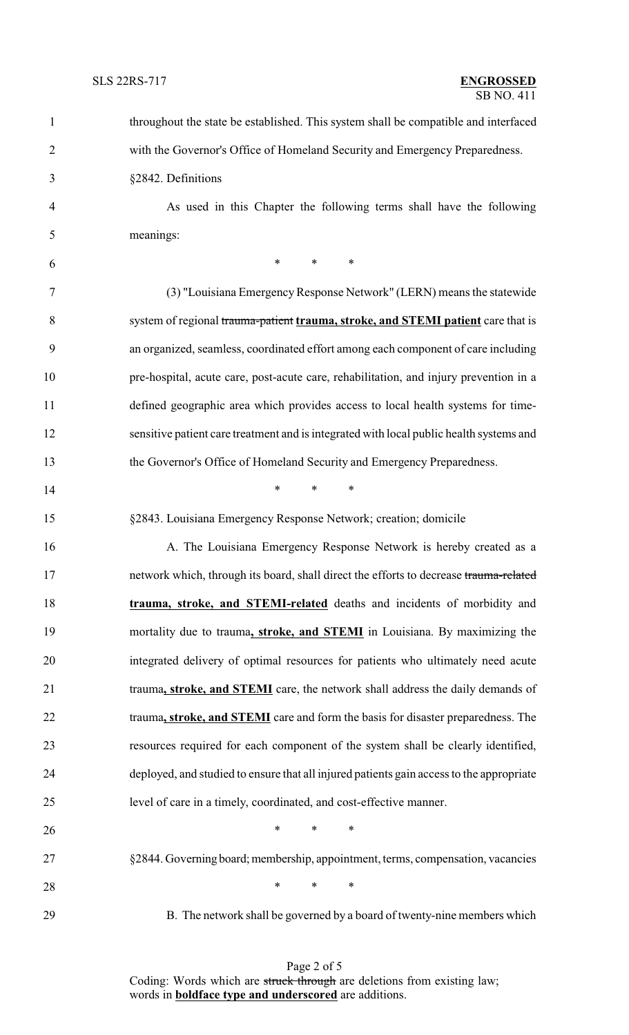throughout the state be established. This system shall be compatible and interfaced with the Governor's Office of Homeland Security and Emergency Preparedness.

§2842. Definitions

As used in this Chapter the following terms shall have the following meanings:

\* \* \*

(3) "Louisiana Emergency Response Network" (LERN) means the statewide system of regional ~~trauma-patient~~ **<u>trauma, stroke, and STEMI patient</u>** care that is an organized, seamless, coordinated effort among each component of care including pre-hospital, acute care, post-acute care, rehabilitation, and injury prevention in a defined geographic area which provides access to local health systems for time-sensitive patient care treatment and is integrated with local public health systems and the Governor's Office of Homeland Security and Emergency Preparedness.

\* \* \*

§2843. Louisiana Emergency Response Network; creation; domicile

A. The Louisiana Emergency Response Network is hereby created as a network which, through its board, shall direct the efforts to decrease ~~trauma-related~~ **<u>trauma, stroke, and STEMI-related</u>** deaths and incidents of morbidity and mortality due to trauma**<u>, stroke, and STEMI</u>** in Louisiana. By maximizing the integrated delivery of optimal resources for patients who ultimately need acute trauma**<u>, stroke, and STEMI</u>** care, the network shall address the daily demands of trauma**<u>, stroke, and STEMI</u>** care and form the basis for disaster preparedness. The resources required for each component of the system shall be clearly identified, deployed, and studied to ensure that all injured patients gain access to the appropriate level of care in a timely, coordinated, and cost-effective manner.

\* \* \*

§2844. Governing board; membership, appointment, terms, compensation, vacancies

\* \* \*

B. The network shall be governed by a board of twenty-nine members which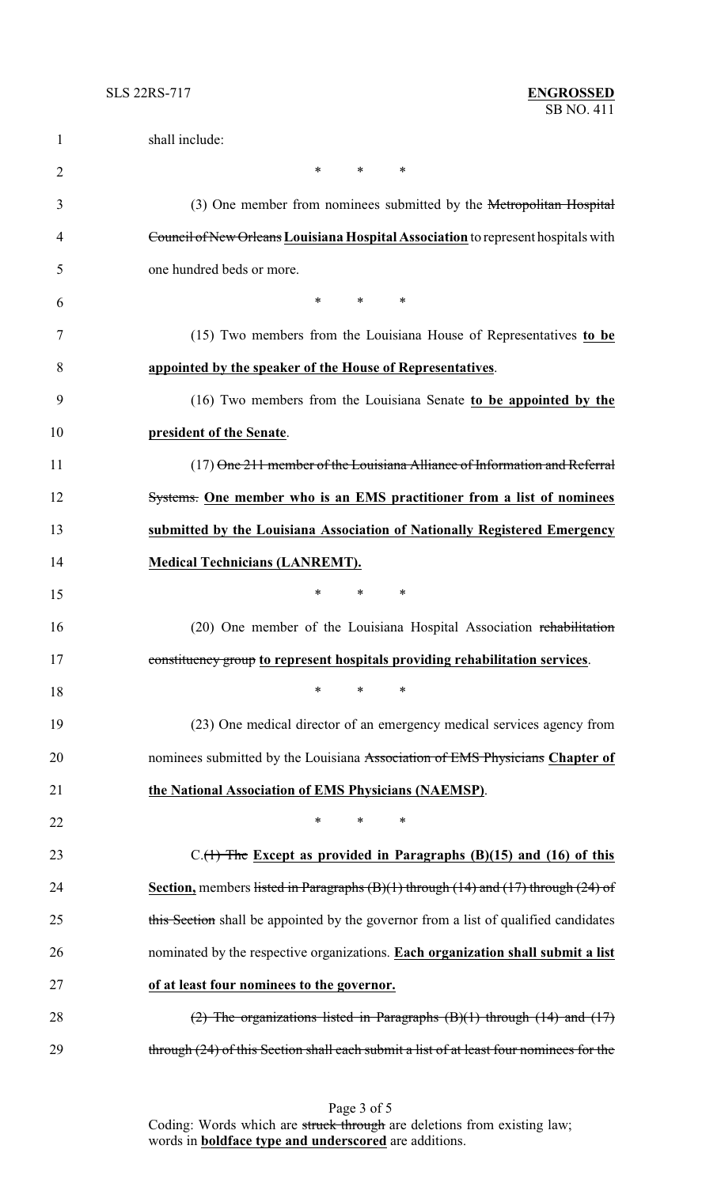shall include:

\*    \*    \*

(3) One member from nominees submitted by the ~~Metropolitan Hospital Council of New Orleans~~ **<u>Louisiana Hospital Association</u>** to represent hospitals with one hundred beds or more.

\*    \*    \*

(15) Two members from the Louisiana House of Representatives **<u>to be appointed by the speaker of the House of Representatives</u>**.

(16) Two members from the Louisiana Senate **<u>to be appointed by the president of the Senate</u>**.

(17) ~~One 211 member of the Louisiana Alliance of Information and Referral Systems.~~ **<u>One member who is an EMS practitioner from a list of nominees submitted by the Louisiana Association of Nationally Registered Emergency Medical Technicians (LANREMT).</u>**

\*    \*    \*

(20) One member of the Louisiana Hospital Association ~~rehabilitation constituency group~~ **<u>to represent hospitals providing rehabilitation services</u>**.

\*    \*    \*

(23) One medical director of an emergency medical services agency from nominees submitted by the Louisiana ~~Association of EMS Physicians~~ **<u>Chapter of the National Association of EMS Physicians (NAEMSP)</u>**.

\*    \*    \*

C.~~(1) The~~ **<u>Except as provided in Paragraphs (B)(15) and (16) of this Section,</u>** members ~~listed in Paragraphs (B)(1) through (14) and (17) through (24) of this Section~~ shall be appointed by the governor from a list of qualified candidates nominated by the respective organizations. **<u>Each organization shall submit a list of at least four nominees to the governor.</u>**

~~(2) The organizations listed in Paragraphs (B)(1) through (14) and (17) through (24) of this Section shall each submit a list of at least four nominees for the~~

Coding: Words which are ~~struck through~~ are deletions from existing law; words in **<u>boldface type and underscored</u>** are additions.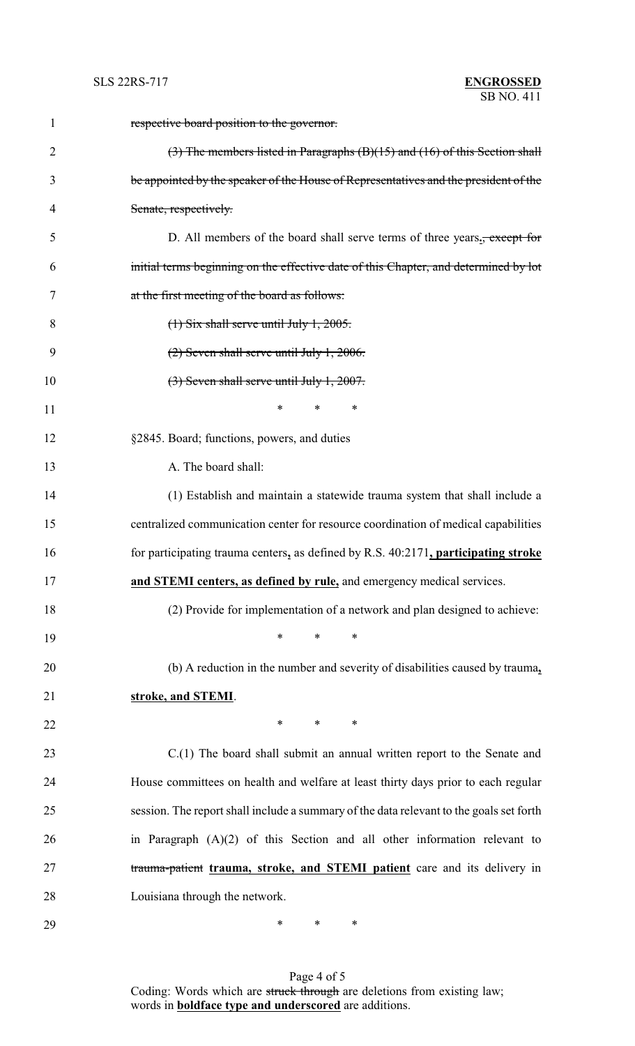~~respective board position to the governor.~~

~~(3) The members listed in Paragraphs (B)(15) and (16) of this Section shall be appointed by the speaker of the House of Representatives and the president of the Senate, respectively.~~

D. All members of the board shall serve terms of three years**.**~~, except for initial terms beginning on the effective date of this Chapter, and determined by lot at the first meeting of the board as follows:~~

~~(1) Six shall serve until July 1, 2005.~~

~~(2) Seven shall serve until July 1, 2006.~~

~~(3) Seven shall serve until July 1, 2007.~~

\* \* \*

§2845. Board; functions, powers, and duties

A. The board shall:

(1) Establish and maintain a statewide trauma system that shall include a centralized communication center for resource coordination of medical capabilities for participating trauma centers**,** as defined by R.S. 40:2171**, participating stroke and STEMI centers, as defined by rule,** and emergency medical services.

(2) Provide for implementation of a network and plan designed to achieve:

\* \* \*

(b) A reduction in the number and severity of disabilities caused by trauma**, stroke, and STEMI**.

\* \* \*

C.(1) The board shall submit an annual written report to the Senate and House committees on health and welfare at least thirty days prior to each regular session. The report shall include a summary of the data relevant to the goals set forth in Paragraph (A)(2) of this Section and all other information relevant to ~~trauma-patient~~ **trauma, stroke, and STEMI patient** care and its delivery in Louisiana through the network.

\* \* \*

Coding: Words which are ~~struck through~~ are deletions from existing law; words in **boldface type and underscored** are additions.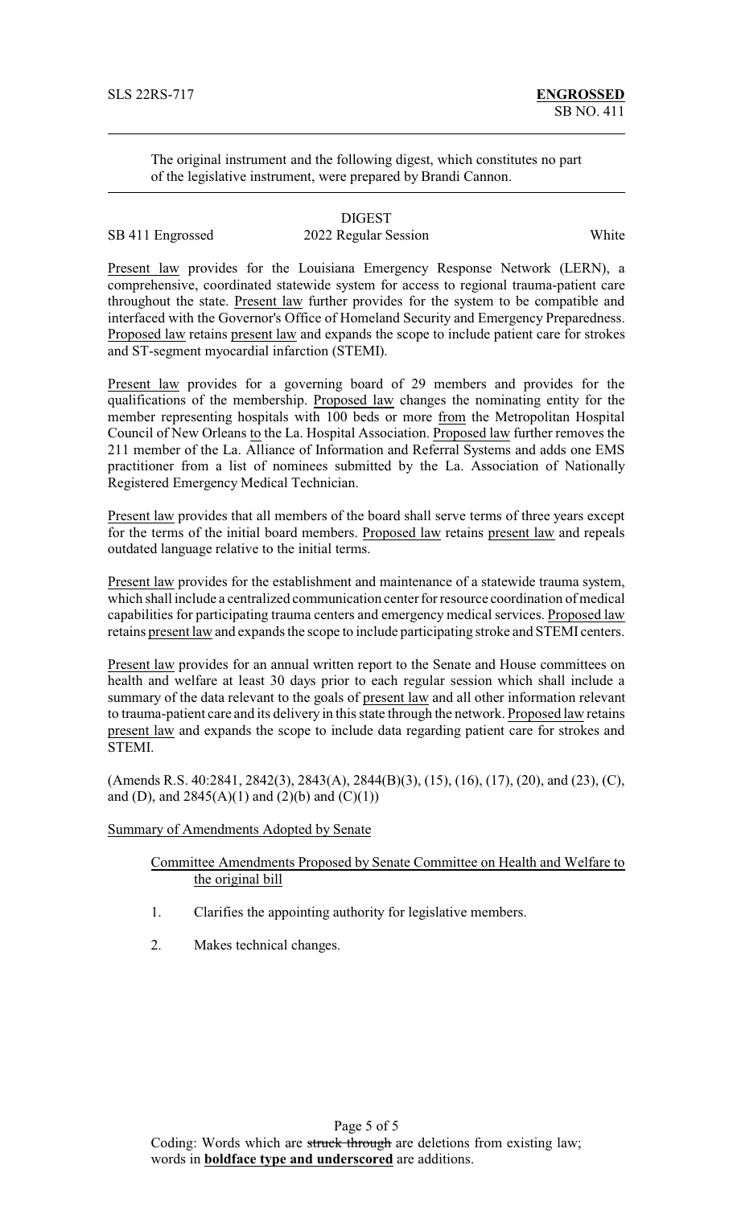SLS 22RS-717 **ENGROSSED**
SB NO. 411

The original instrument and the following digest, which constitutes no part of the legislative instrument, were prepared by Brandi Cannon.

DIGEST

SB 411 Engrossed 2022 Regular Session White

Present law provides for the Louisiana Emergency Response Network (LERN), a comprehensive, coordinated statewide system for access to regional trauma-patient care throughout the state. Present law further provides for the system to be compatible and interfaced with the Governor's Office of Homeland Security and Emergency Preparedness. Proposed law retains present law and expands the scope to include patient care for strokes and ST-segment myocardial infarction (STEMI).

Present law provides for a governing board of 29 members and provides for the qualifications of the membership. Proposed law changes the nominating entity for the member representing hospitals with 100 beds or more from the Metropolitan Hospital Council of New Orleans to the La. Hospital Association. Proposed law further removes the 211 member of the La. Alliance of Information and Referral Systems and adds one EMS practitioner from a list of nominees submitted by the La. Association of Nationally Registered Emergency Medical Technician.

Present law provides that all members of the board shall serve terms of three years except for the terms of the initial board members. Proposed law retains present law and repeals outdated language relative to the initial terms.

Present law provides for the establishment and maintenance of a statewide trauma system, which shall include a centralized communication center for resource coordination of medical capabilities for participating trauma centers and emergency medical services. Proposed law retains present law and expands the scope to include participating stroke and STEMI centers.

Present law provides for an annual written report to the Senate and House committees on health and welfare at least 30 days prior to each regular session which shall include a summary of the data relevant to the goals of present law and all other information relevant to trauma-patient care and its delivery in this state through the network. Proposed law retains present law and expands the scope to include data regarding patient care for strokes and STEMI.

(Amends R.S. 40:2841, 2842(3), 2843(A), 2844(B)(3), (15), (16), (17), (20), and (23), (C), and (D), and 2845(A)(1) and (2)(b) and (C)(1))

Summary of Amendments Adopted by Senate

Committee Amendments Proposed by Senate Committee on Health and Welfare to the original bill

1. Clarifies the appointing authority for legislative members.

2. Makes technical changes.

Coding: Words which are ~~struck through~~ are deletions from existing law; words in **boldface type and underscored** are additions.